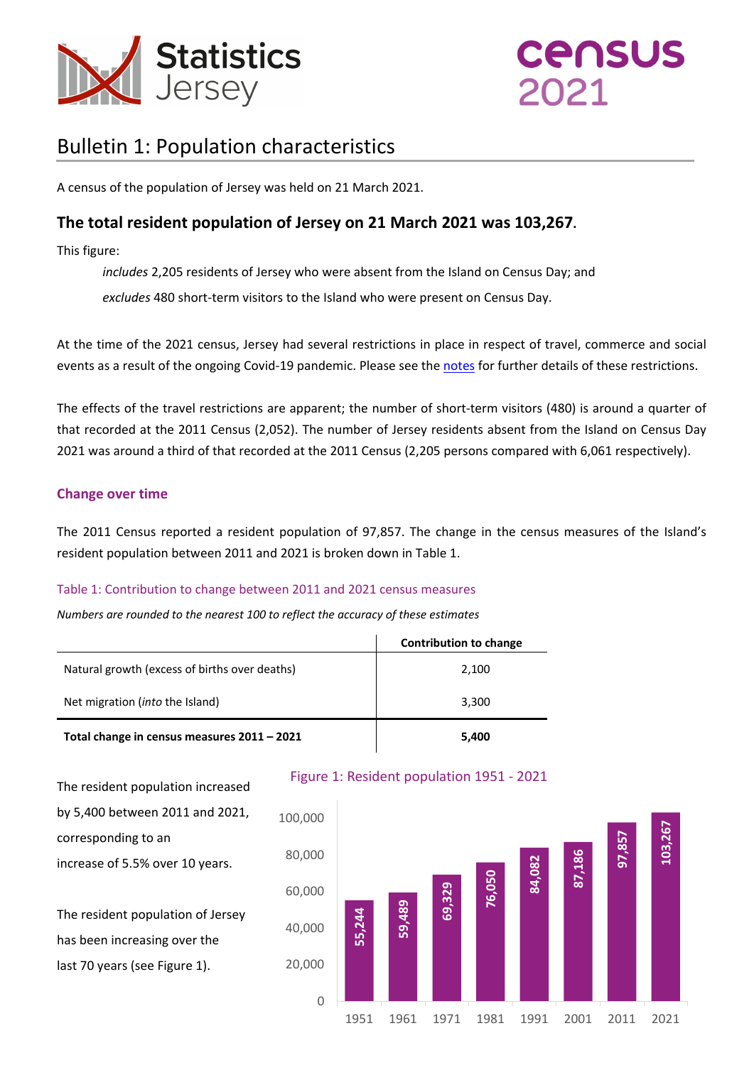# Bulletin 1: Population characteristics

A census of the population of Jersey was held on 21 March 2021.

## The total resident population of Jersey on 21 March 2021 was 103,267.

This figure:

*includes* 2,205 residents of Jersey who were absent from the Island on Census Day; and

*excludes* 480 short-term visitors to the Island who were present on Census Day.

At the time of the 2021 census, Jersey had several restrictions in place in respect of travel, commerce and social events as a result of the ongoing Covid-19 pandemic. Please see the notes for further details of these restrictions.

The effects of the travel restrictions are apparent; the number of short-term visitors (480) is around a quarter of that recorded at the 2011 Census (2,052). The number of Jersey residents absent from the Island on Census Day 2021 was around a third of that recorded at the 2011 Census (2,205 persons compared with 6,061 respectively).

### Change over time

The 2011 Census reported a resident population of 97,857. The change in the census measures of the Island's resident population between 2011 and 2021 is broken down in Table 1.

Table 1: Contribution to change between 2011 and 2021 census measures

*Numbers are rounded to the nearest 100 to reflect the accuracy of these estimates*

| | Contribution to change |
|---|---|
| Natural growth (excess of births over deaths) | 2,100 |
| Net migration (*into* the Island) | 3,300 |
| **Total change in census measures 2011 – 2021** | **5,400** |

The resident population increased by 5,400 between 2011 and 2021, corresponding to an increase of 5.5% over 10 years.

The resident population of Jersey has been increasing over the last 70 years (see Figure 1).

Figure 1: Resident population 1951 - 2021

| Year | Resident population |
|---|---|
| 1951 | 55,244 |
| 1961 | 59,489 |
| 1971 | 69,329 |
| 1981 | 76,050 |
| 1991 | 84,082 |
| 2001 | 87,186 |
| 2011 | 97,857 |
| 2021 | 103,267 |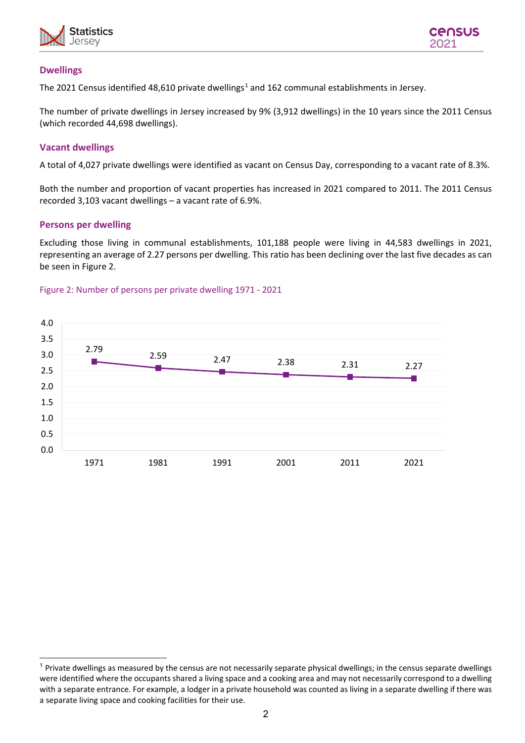## Dwellings

The 2021 Census identified 48,610 private dwellings[1] and 162 communal establishments in Jersey.

The number of private dwellings in Jersey increased by 9% (3,912 dwellings) in the 10 years since the 2011 Census (which recorded 44,698 dwellings).

## Vacant dwellings

A total of 4,027 private dwellings were identified as vacant on Census Day, corresponding to a vacant rate of 8.3%.

Both the number and proportion of vacant properties has increased in 2021 compared to 2011. The 2011 Census recorded 3,103 vacant dwellings – a vacant rate of 6.9%.

## Persons per dwelling

Excluding those living in communal establishments, 101,188 people were living in 44,583 dwellings in 2021, representing an average of 2.27 persons per dwelling. This ratio has been declining over the last five decades as can be seen in Figure 2.

Figure 2: Number of persons per private dwelling 1971 - 2021

| Year | Persons per dwelling |
|---|---|
| 1971 | 2.79 |
| 1981 | 2.59 |
| 1991 | 2.47 |
| 2001 | 2.38 |
| 2011 | 2.31 |
| 2021 | 2.27 |

---

[1] Private dwellings as measured by the census are not necessarily separate physical dwellings; in the census separate dwellings were identified where the occupants shared a living space and a cooking area and may not necessarily correspond to a dwelling with a separate entrance. For example, a lodger in a private household was counted as living in a separate dwelling if there was a separate living space and cooking facilities for their use.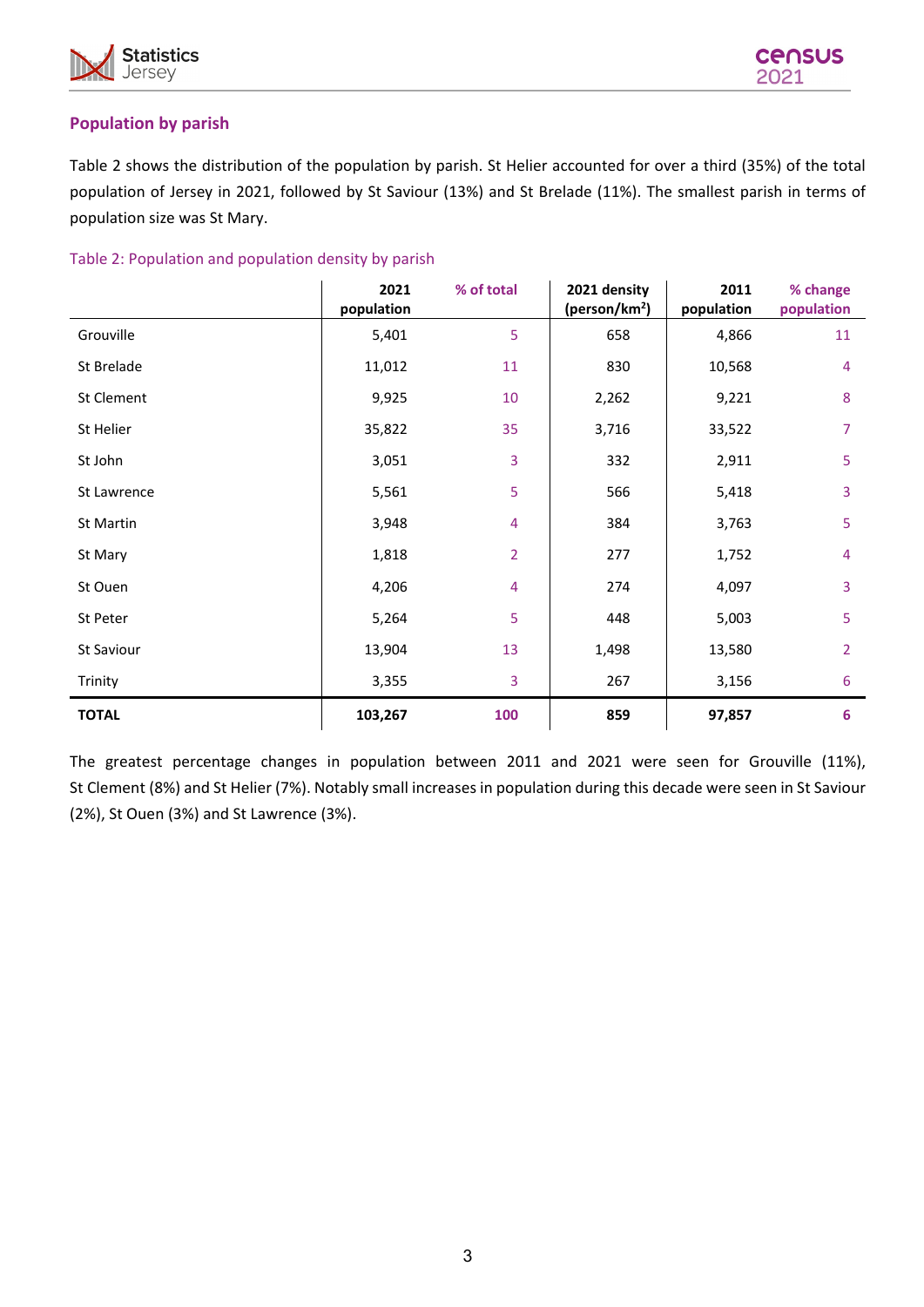## Population by parish

Table 2 shows the distribution of the population by parish. St Helier accounted for over a third (35%) of the total population of Jersey in 2021, followed by St Saviour (13%) and St Brelade (11%). The smallest parish in terms of population size was St Mary.

Table 2: Population and population density by parish

| | 2021 population | % of total | 2021 density (person/km$^2$) | 2011 population | % change population |
|---|---|---|---|---|---|
| Grouville | 5,401 | 5 | 658 | 4,866 | 11 |
| St Brelade | 11,012 | 11 | 830 | 10,568 | 4 |
| St Clement | 9,925 | 10 | 2,262 | 9,221 | 8 |
| St Helier | 35,822 | 35 | 3,716 | 33,522 | 7 |
| St John | 3,051 | 3 | 332 | 2,911 | 5 |
| St Lawrence | 5,561 | 5 | 566 | 5,418 | 3 |
| St Martin | 3,948 | 4 | 384 | 3,763 | 5 |
| St Mary | 1,818 | 2 | 277 | 1,752 | 4 |
| St Ouen | 4,206 | 4 | 274 | 4,097 | 3 |
| St Peter | 5,264 | 5 | 448 | 5,003 | 5 |
| St Saviour | 13,904 | 13 | 1,498 | 13,580 | 2 |
| Trinity | 3,355 | 3 | 267 | 3,156 | 6 |
| **TOTAL** | **103,267** | **100** | **859** | **97,857** | **6** |

The greatest percentage changes in population between 2011 and 2021 were seen for Grouville (11%), St Clement (8%) and St Helier (7%). Notably small increases in population during this decade were seen in St Saviour (2%), St Ouen (3%) and St Lawrence (3%).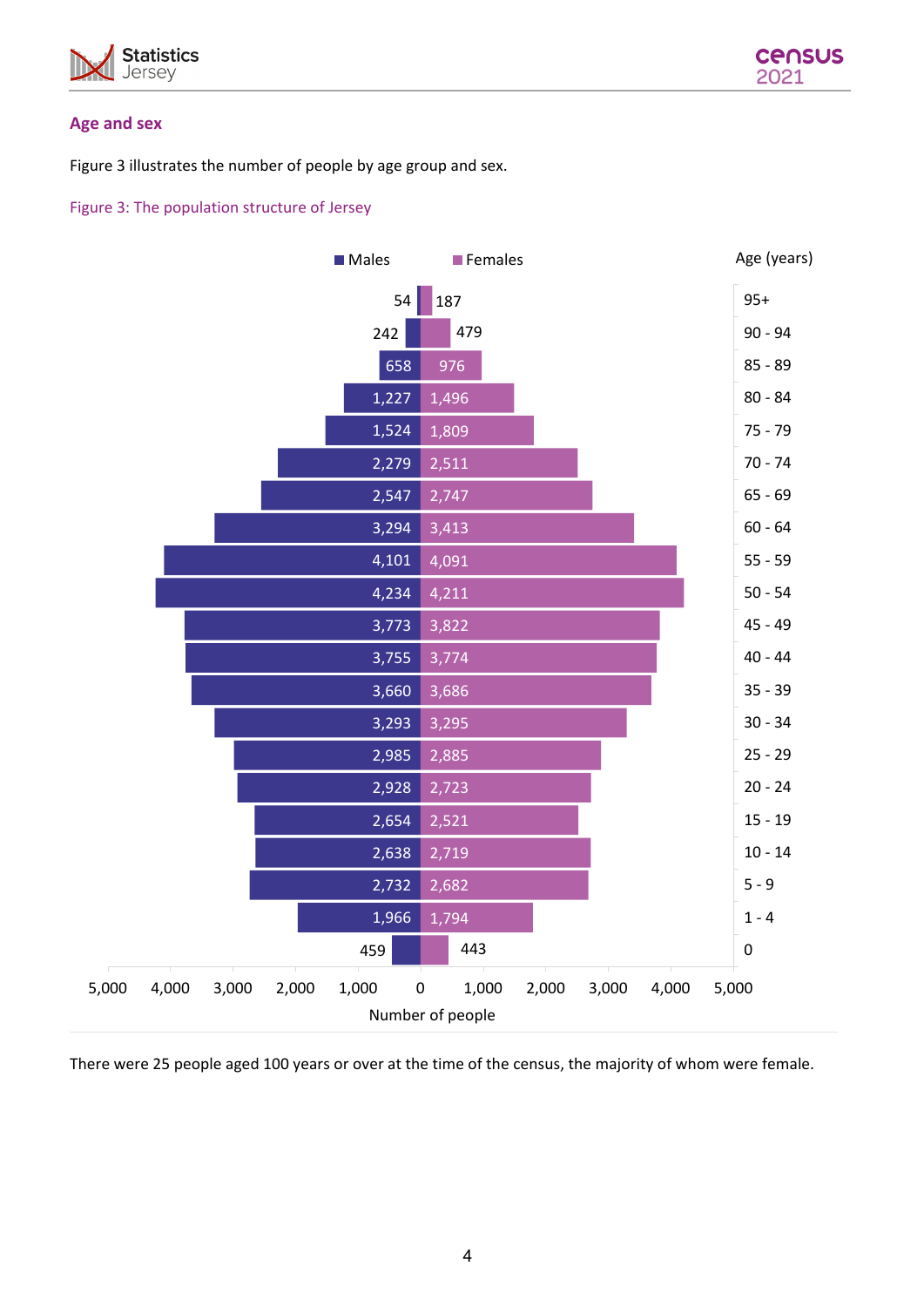## Age and sex

Figure 3 illustrates the number of people by age group and sex.

Figure 3: The population structure of Jersey

| Age (years) | Males | Females |
|---|---|---|
| 95+ | 54 | 187 |
| 90 - 94 | 242 | 479 |
| 85 - 89 | 658 | 976 |
| 80 - 84 | 1,227 | 1,496 |
| 75 - 79 | 1,524 | 1,809 |
| 70 - 74 | 2,279 | 2,511 |
| 65 - 69 | 2,547 | 2,747 |
| 60 - 64 | 3,294 | 3,413 |
| 55 - 59 | 4,101 | 4,091 |
| 50 - 54 | 4,234 | 4,211 |
| 45 - 49 | 3,773 | 3,822 |
| 40 - 44 | 3,755 | 3,774 |
| 35 - 39 | 3,660 | 3,686 |
| 30 - 34 | 3,293 | 3,295 |
| 25 - 29 | 2,985 | 2,885 |
| 20 - 24 | 2,928 | 2,723 |
| 15 - 19 | 2,654 | 2,521 |
| 10 - 14 | 2,638 | 2,719 |
| 5 - 9 | 2,732 | 2,682 |
| 1 - 4 | 1,966 | 1,794 |
| 0 | 459 | 443 |

Number of people

There were 25 people aged 100 years or over at the time of the census, the majority of whom were female.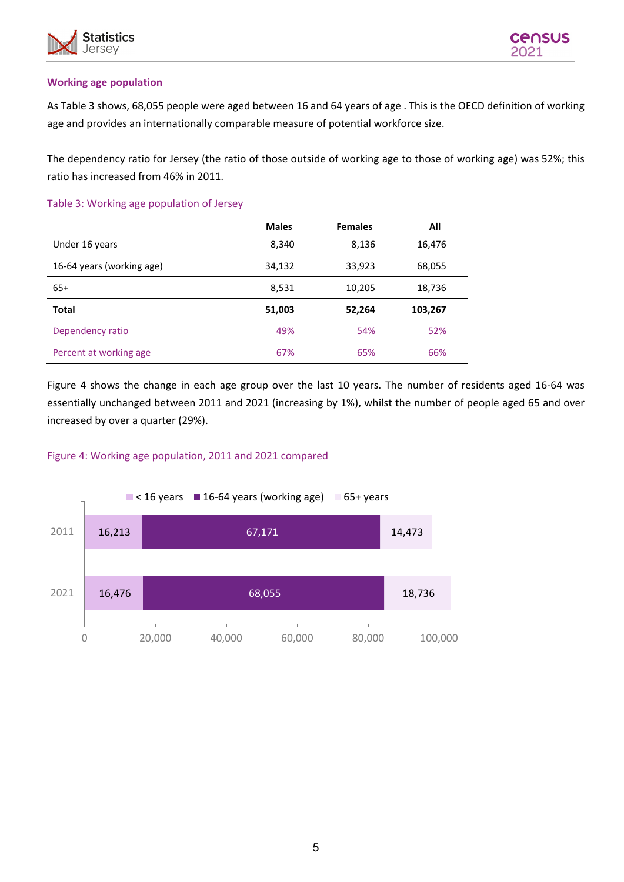### Working age population

As Table 3 shows, 68,055 people were aged between 16 and 64 years of age . This is the OECD definition of working age and provides an internationally comparable measure of potential workforce size.

The dependency ratio for Jersey (the ratio of those outside of working age to those of working age) was 52%; this ratio has increased from 46% in 2011.

Table 3: Working age population of Jersey

| | Males | Females | All |
|---|---|---|---|
| Under 16 years | 8,340 | 8,136 | 16,476 |
| 16-64 years (working age) | 34,132 | 33,923 | 68,055 |
| 65+ | 8,531 | 10,205 | 18,736 |
| **Total** | **51,003** | **52,264** | **103,267** |
| Dependency ratio | 49% | 54% | 52% |
| Percent at working age | 67% | 65% | 66% |

Figure 4 shows the change in each age group over the last 10 years. The number of residents aged 16-64 was essentially unchanged between 2011 and 2021 (increasing by 1%), whilst the number of people aged 65 and over increased by over a quarter (29%).

Figure 4: Working age population, 2011 and 2021 compared

| | < 16 years | 16-64 years (working age) | 65+ years |
|---|---|---|---|
| 2011 | 16,213 | 67,171 | 14,473 |
| 2021 | 16,476 | 68,055 | 18,736 |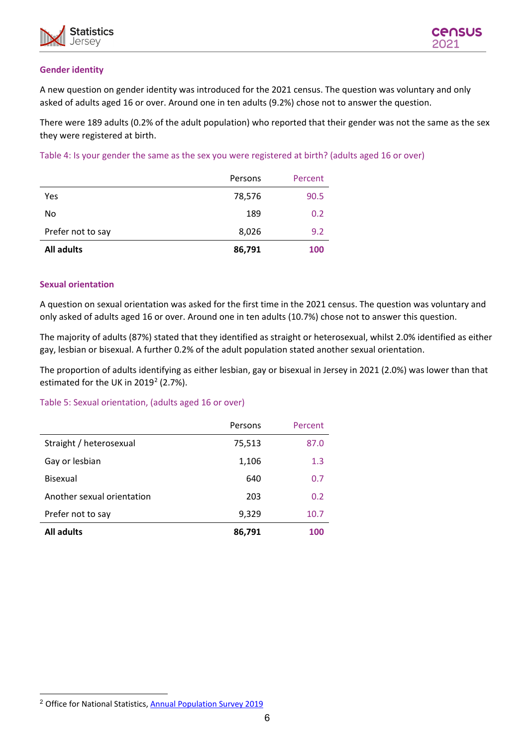### Gender identity

A new question on gender identity was introduced for the 2021 census. The question was voluntary and only asked of adults aged 16 or over. Around one in ten adults (9.2%) chose not to answer the question.

There were 189 adults (0.2% of the adult population) who reported that their gender was not the same as the sex they were registered at birth.

Table 4: Is your gender the same as the sex you were registered at birth? (adults aged 16 or over)

| | Persons | Percent |
|---|---|---|
| Yes | 78,576 | 90.5 |
| No | 189 | 0.2 |
| Prefer not to say | 8,026 | 9.2 |
| **All adults** | **86,791** | **100** |

### Sexual orientation

A question on sexual orientation was asked for the first time in the 2021 census. The question was voluntary and only asked of adults aged 16 or over. Around one in ten adults (10.7%) chose not to answer this question.

The majority of adults (87%) stated that they identified as straight or heterosexual, whilst 2.0% identified as either gay, lesbian or bisexual. A further 0.2% of the adult population stated another sexual orientation.

The proportion of adults identifying as either lesbian, gay or bisexual in Jersey in 2021 (2.0%) was lower than that estimated for the UK in 2019[2] (2.7%).

Table 5: Sexual orientation, (adults aged 16 or over)

| | Persons | Percent |
|---|---|---|
| Straight / heterosexual | 75,513 | 87.0 |
| Gay or lesbian | 1,106 | 1.3 |
| Bisexual | 640 | 0.7 |
| Another sexual orientation | 203 | 0.2 |
| Prefer not to say | 9,329 | 10.7 |
| **All adults** | **86,791** | **100** |

[2] Office for National Statistics, Annual Population Survey 2019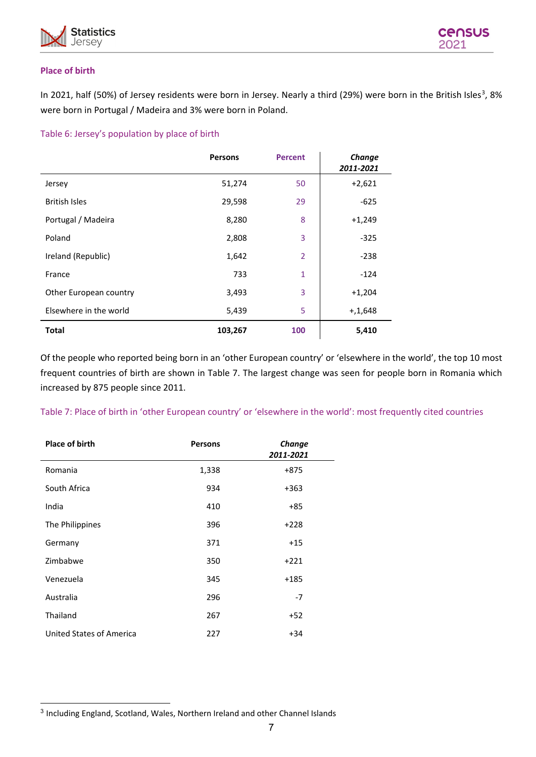## Place of birth

In 2021, half (50%) of Jersey residents were born in Jersey. Nearly a third (29%) were born in the British Isles[3], 8% were born in Portugal / Madeira and 3% were born in Poland.

Table 6: Jersey's population by place of birth

| | Persons | Percent | *Change 2011-2021* |
|---|---|---|---|
| Jersey | 51,274 | 50 | +2,621 |
| British Isles | 29,598 | 29 | -625 |
| Portugal / Madeira | 8,280 | 8 | +1,249 |
| Poland | 2,808 | 3 | -325 |
| Ireland (Republic) | 1,642 | 2 | -238 |
| France | 733 | 1 | -124 |
| Other European country | 3,493 | 3 | +1,204 |
| Elsewhere in the world | 5,439 | 5 | +,1,648 |
| **Total** | **103,267** | **100** | **5,410** |

Of the people who reported being born in an 'other European country' or 'elsewhere in the world', the top 10 most frequent countries of birth are shown in Table 7. The largest change was seen for people born in Romania which increased by 875 people since 2011.

Table 7: Place of birth in 'other European country' or 'elsewhere in the world': most frequently cited countries

| Place of birth | Persons | *Change 2011-2021* |
|---|---|---|
| Romania | 1,338 | +875 |
| South Africa | 934 | +363 |
| India | 410 | +85 |
| The Philippines | 396 | +228 |
| Germany | 371 | +15 |
| Zimbabwe | 350 | +221 |
| Venezuela | 345 | +185 |
| Australia | 296 | -7 |
| Thailand | 267 | +52 |
| United States of America | 227 | +34 |

[3] Including England, Scotland, Wales, Northern Ireland and other Channel Islands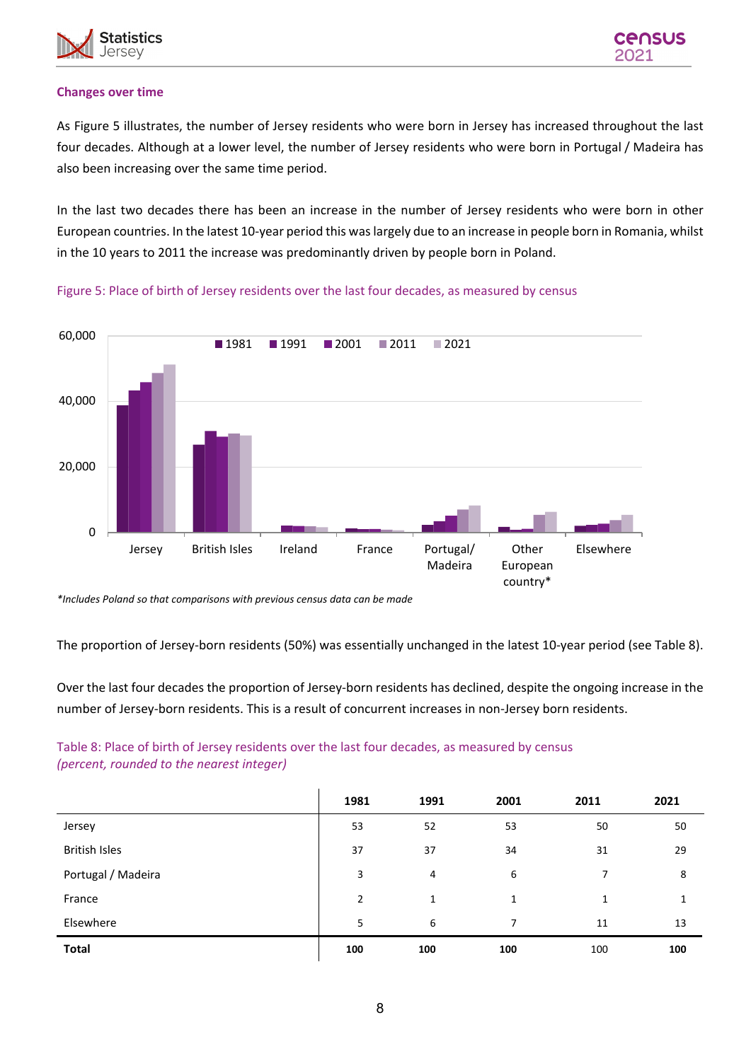### Changes over time

As Figure 5 illustrates, the number of Jersey residents who were born in Jersey has increased throughout the last four decades. Although at a lower level, the number of Jersey residents who were born in Portugal / Madeira has also been increasing over the same time period.

In the last two decades there has been an increase in the number of Jersey residents who were born in other European countries. In the latest 10-year period this was largely due to an increase in people born in Romania, whilst in the 10 years to 2011 the increase was predominantly driven by people born in Poland.

Figure 5: Place of birth of Jersey residents over the last four decades, as measured by census

*Includes Poland so that comparisons with previous census data can be made*

The proportion of Jersey-born residents (50%) was essentially unchanged in the latest 10-year period (see Table 8).

Over the last four decades the proportion of Jersey-born residents has declined, despite the ongoing increase in the number of Jersey-born residents. This is a result of concurrent increases in non-Jersey born residents.

Table 8: Place of birth of Jersey residents over the last four decades, as measured by census *(percent, rounded to the nearest integer)*

| | 1981 | 1991 | 2001 | 2011 | 2021 |
|---|---|---|---|---|---|
| Jersey | 53 | 52 | 53 | 50 | 50 |
| British Isles | 37 | 37 | 34 | 31 | 29 |
| Portugal / Madeira | 3 | 4 | 6 | 7 | 8 |
| France | 2 | 1 | 1 | 1 | 1 |
| Elsewhere | 5 | 6 | 7 | 11 | 13 |
| **Total** | **100** | **100** | **100** | 100 | **100** |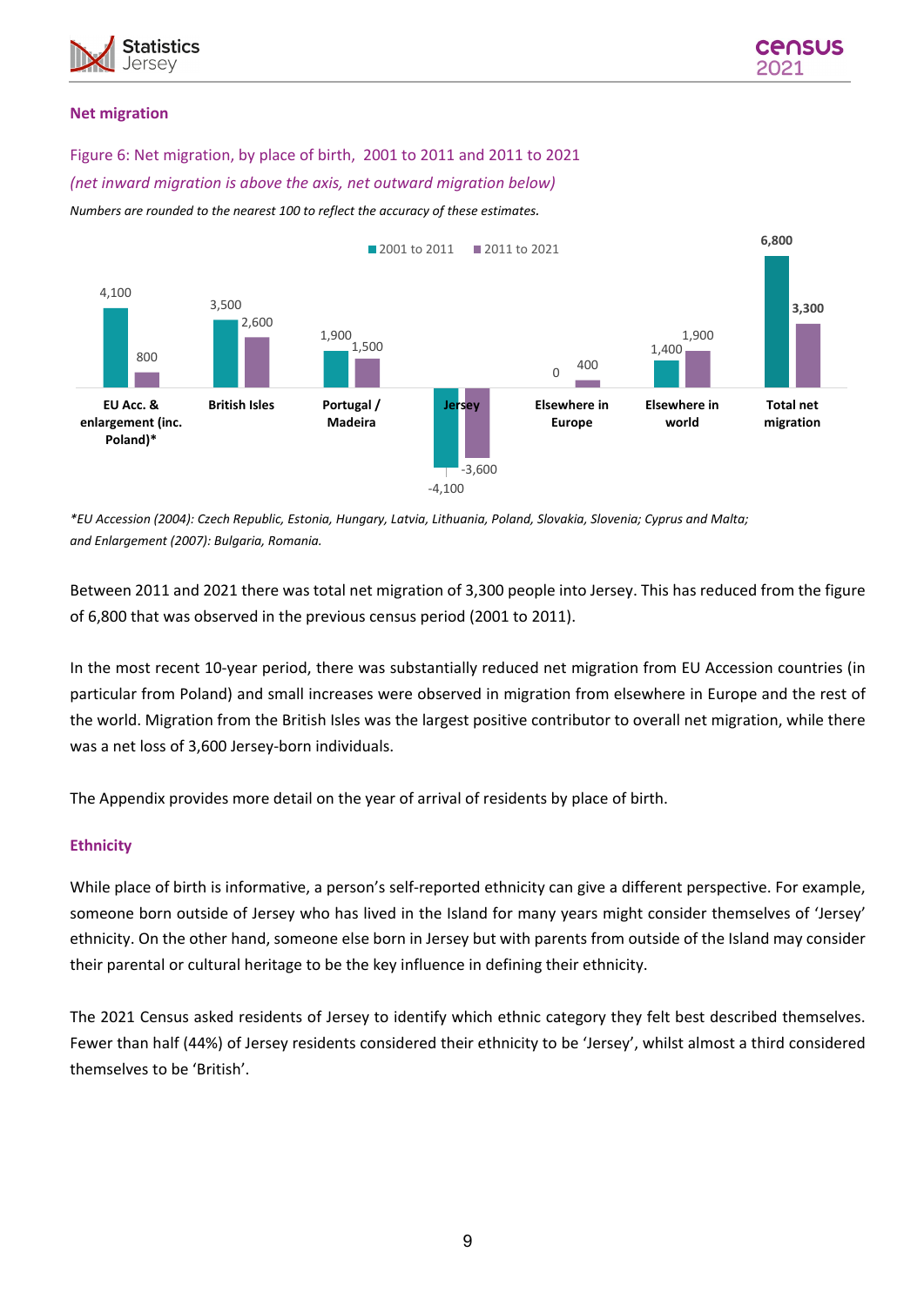## Net migration

Figure 6: Net migration, by place of birth, 2001 to 2011 and 2011 to 2021

*(net inward migration is above the axis, net outward migration below)*

*Numbers are rounded to the nearest 100 to reflect the accuracy of these estimates.*

| Place of birth | 2001 to 2011 | 2011 to 2021 |
|---|---|---|
| EU Acc. & enlargement (inc. Poland)* | 4,100 | 800 |
| British Isles | 3,500 | 2,600 |
| Portugal / Madeira | 1,900 | 1,500 |
| Jersey | -4,100 | -3,600 |
| Elsewhere in Europe | 0 | 400 |
| Elsewhere in world | 1,400 | 1,900 |
| Total net migration | 6,800 | 3,300 |

*\*EU Accession (2004): Czech Republic, Estonia, Hungary, Latvia, Lithuania, Poland, Slovakia, Slovenia; Cyprus and Malta; and Enlargement (2007): Bulgaria, Romania.*

Between 2011 and 2021 there was total net migration of 3,300 people into Jersey. This has reduced from the figure of 6,800 that was observed in the previous census period (2001 to 2011).

In the most recent 10-year period, there was substantially reduced net migration from EU Accession countries (in particular from Poland) and small increases were observed in migration from elsewhere in Europe and the rest of the world. Migration from the British Isles was the largest positive contributor to overall net migration, while there was a net loss of 3,600 Jersey-born individuals.

The Appendix provides more detail on the year of arrival of residents by place of birth.

## Ethnicity

While place of birth is informative, a person's self-reported ethnicity can give a different perspective. For example, someone born outside of Jersey who has lived in the Island for many years might consider themselves of 'Jersey' ethnicity. On the other hand, someone else born in Jersey but with parents from outside of the Island may consider their parental or cultural heritage to be the key influence in defining their ethnicity.

The 2021 Census asked residents of Jersey to identify which ethnic category they felt best described themselves. Fewer than half (44%) of Jersey residents considered their ethnicity to be 'Jersey', whilst almost a third considered themselves to be 'British'.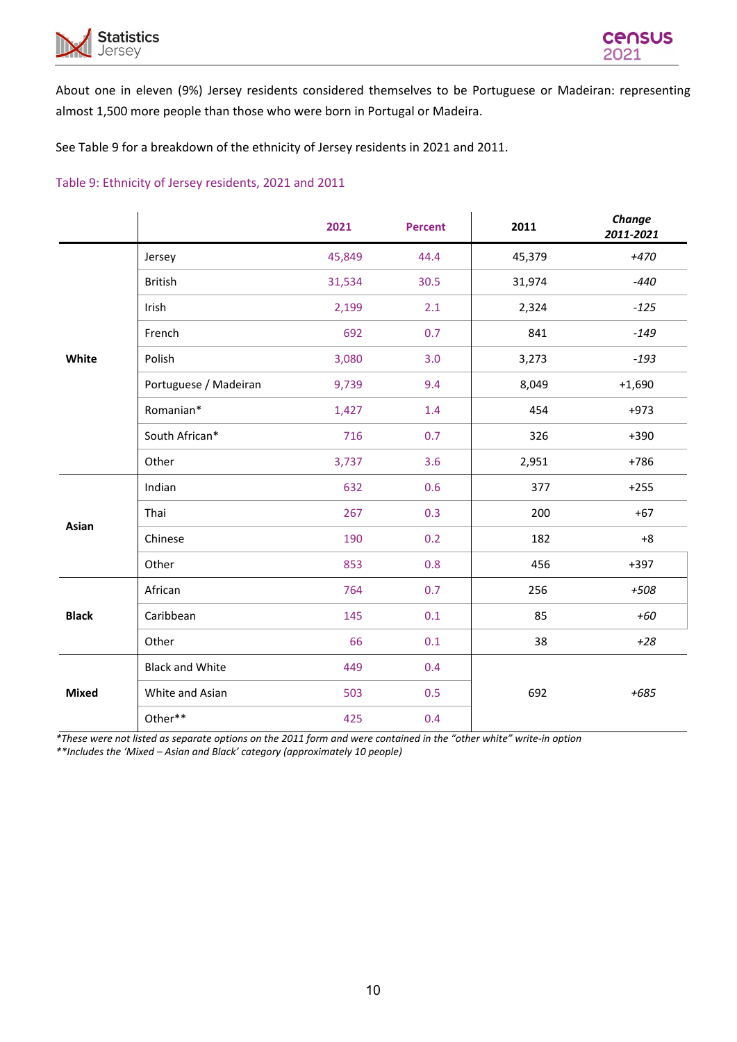About one in eleven (9%) Jersey residents considered themselves to be Portuguese or Madeiran: representing almost 1,500 more people than those who were born in Portugal or Madeira.

See Table 9 for a breakdown of the ethnicity of Jersey residents in 2021 and 2011.

Table 9: Ethnicity of Jersey residents, 2021 and 2011

| | | 2021 | Percent | 2011 | *Change 2011-2021* |
|---|---|---|---|---|---|
| **White** | Jersey | 45,849 | 44.4 | 45,379 | *+470* |
| | British | 31,534 | 30.5 | 31,974 | *-440* |
| | Irish | 2,199 | 2.1 | 2,324 | *-125* |
| | French | 692 | 0.7 | 841 | *-149* |
| | Polish | 3,080 | 3.0 | 3,273 | *-193* |
| | Portuguese / Madeiran | 9,739 | 9.4 | 8,049 | +1,690 |
| | Romanian* | 1,427 | 1.4 | 454 | +973 |
| | South African* | 716 | 0.7 | 326 | +390 |
| | Other | 3,737 | 3.6 | 2,951 | +786 |
| **Asian** | Indian | 632 | 0.6 | 377 | +255 |
| | Thai | 267 | 0.3 | 200 | +67 |
| | Chinese | 190 | 0.2 | 182 | +8 |
| | Other | 853 | 0.8 | 456 | +397 |
| **Black** | African | 764 | 0.7 | 256 | *+508* |
| | Caribbean | 145 | 0.1 | 85 | *+60* |
| | Other | 66 | 0.1 | 38 | *+28* |
| **Mixed** | Black and White | 449 | 0.4 | 692 | *+685* |
| | White and Asian | 503 | 0.5 | | |
| | Other** | 425 | 0.4 | | |

*\*These were not listed as separate options on the 2011 form and were contained in the "other white" write-in option*
*\*\*Includes the 'Mixed – Asian and Black' category (approximately 10 people)*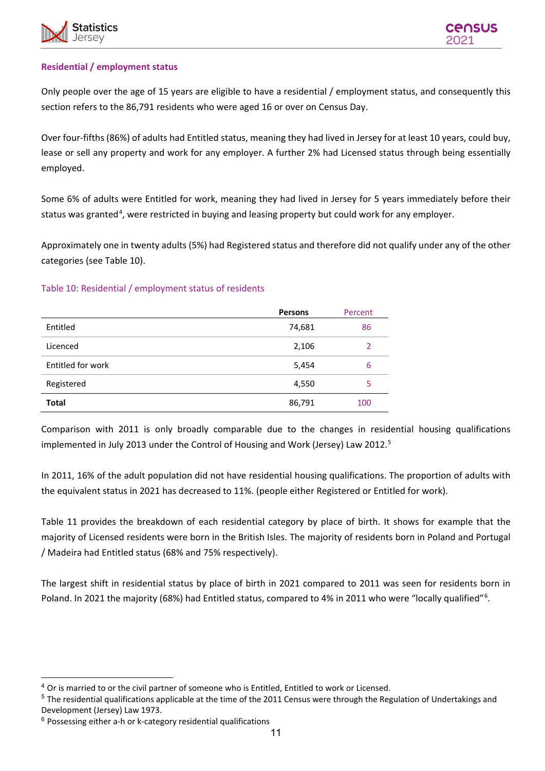### Residential / employment status

Only people over the age of 15 years are eligible to have a residential / employment status, and consequently this section refers to the 86,791 residents who were aged 16 or over on Census Day.

Over four-fifths (86%) of adults had Entitled status, meaning they had lived in Jersey for at least 10 years, could buy, lease or sell any property and work for any employer. A further 2% had Licensed status through being essentially employed.

Some 6% of adults were Entitled for work, meaning they had lived in Jersey for 5 years immediately before their status was granted[4], were restricted in buying and leasing property but could work for any employer.

Approximately one in twenty adults (5%) had Registered status and therefore did not qualify under any of the other categories (see Table 10).

Table 10: Residential / employment status of residents

| | Persons | Percent |
|---|---|---|
| Entitled | 74,681 | 86 |
| Licenced | 2,106 | 2 |
| Entitled for work | 5,454 | 6 |
| Registered | 4,550 | 5 |
| **Total** | 86,791 | 100 |

Comparison with 2011 is only broadly comparable due to the changes in residential housing qualifications implemented in July 2013 under the Control of Housing and Work (Jersey) Law 2012.[5]

In 2011, 16% of the adult population did not have residential housing qualifications. The proportion of adults with the equivalent status in 2021 has decreased to 11%. (people either Registered or Entitled for work).

Table 11 provides the breakdown of each residential category by place of birth. It shows for example that the majority of Licensed residents were born in the British Isles. The majority of residents born in Poland and Portugal / Madeira had Entitled status (68% and 75% respectively).

The largest shift in residential status by place of birth in 2021 compared to 2011 was seen for residents born in Poland. In 2021 the majority (68%) had Entitled status, compared to 4% in 2011 who were "locally qualified"[6].

---

[4] Or is married to or the civil partner of someone who is Entitled, Entitled to work or Licensed.

[5] The residential qualifications applicable at the time of the 2011 Census were through the Regulation of Undertakings and Development (Jersey) Law 1973.

[6] Possessing either a-h or k-category residential qualifications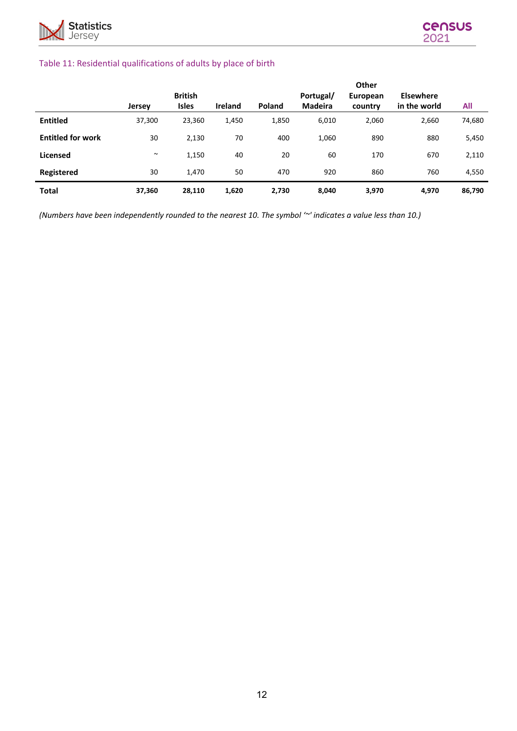Table 11: Residential qualifications of adults by place of birth

| | Jersey | British Isles | Ireland | Poland | Portugal/ Madeira | Other European country | Elsewhere in the world | All |
|---|---|---|---|---|---|---|---|---|
| **Entitled** | 37,300 | 23,360 | 1,450 | 1,850 | 6,010 | 2,060 | 2,660 | 74,680 |
| **Entitled for work** | 30 | 2,130 | 70 | 400 | 1,060 | 890 | 880 | 5,450 |
| **Licensed** | ~ | 1,150 | 40 | 20 | 60 | 170 | 670 | 2,110 |
| **Registered** | 30 | 1,470 | 50 | 470 | 920 | 860 | 760 | 4,550 |
| **Total** | **37,360** | **28,110** | **1,620** | **2,730** | **8,040** | **3,970** | **4,970** | **86,790** |

*(Numbers have been independently rounded to the nearest 10. The symbol '~' indicates a value less than 10.)*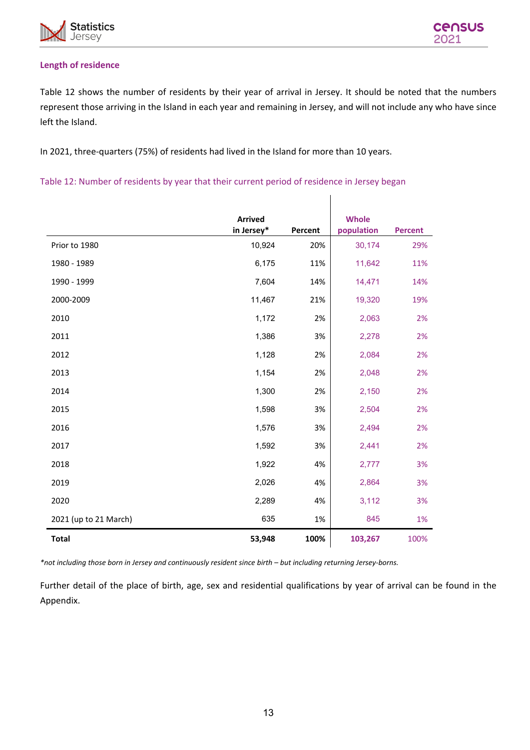### Length of residence

Table 12 shows the number of residents by their year of arrival in Jersey. It should be noted that the numbers represent those arriving in the Island in each year and remaining in Jersey, and will not include any who have since left the Island.

In 2021, three-quarters (75%) of residents had lived in the Island for more than 10 years.

Table 12: Number of residents by year that their current period of residence in Jersey began

| | Arrived in Jersey* | Percent | Whole population | Percent |
|---|---|---|---|---|
| Prior to 1980 | 10,924 | 20% | 30,174 | 29% |
| 1980 - 1989 | 6,175 | 11% | 11,642 | 11% |
| 1990 - 1999 | 7,604 | 14% | 14,471 | 14% |
| 2000-2009 | 11,467 | 21% | 19,320 | 19% |
| 2010 | 1,172 | 2% | 2,063 | 2% |
| 2011 | 1,386 | 3% | 2,278 | 2% |
| 2012 | 1,128 | 2% | 2,084 | 2% |
| 2013 | 1,154 | 2% | 2,048 | 2% |
| 2014 | 1,300 | 2% | 2,150 | 2% |
| 2015 | 1,598 | 3% | 2,504 | 2% |
| 2016 | 1,576 | 3% | 2,494 | 2% |
| 2017 | 1,592 | 3% | 2,441 | 2% |
| 2018 | 1,922 | 4% | 2,777 | 3% |
| 2019 | 2,026 | 4% | 2,864 | 3% |
| 2020 | 2,289 | 4% | 3,112 | 3% |
| 2021 (up to 21 March) | 635 | 1% | 845 | 1% |
| **Total** | **53,948** | **100%** | **103,267** | 100% |

*\*not including those born in Jersey and continuously resident since birth – but including returning Jersey-borns.*

Further detail of the place of birth, age, sex and residential qualifications by year of arrival can be found in the Appendix.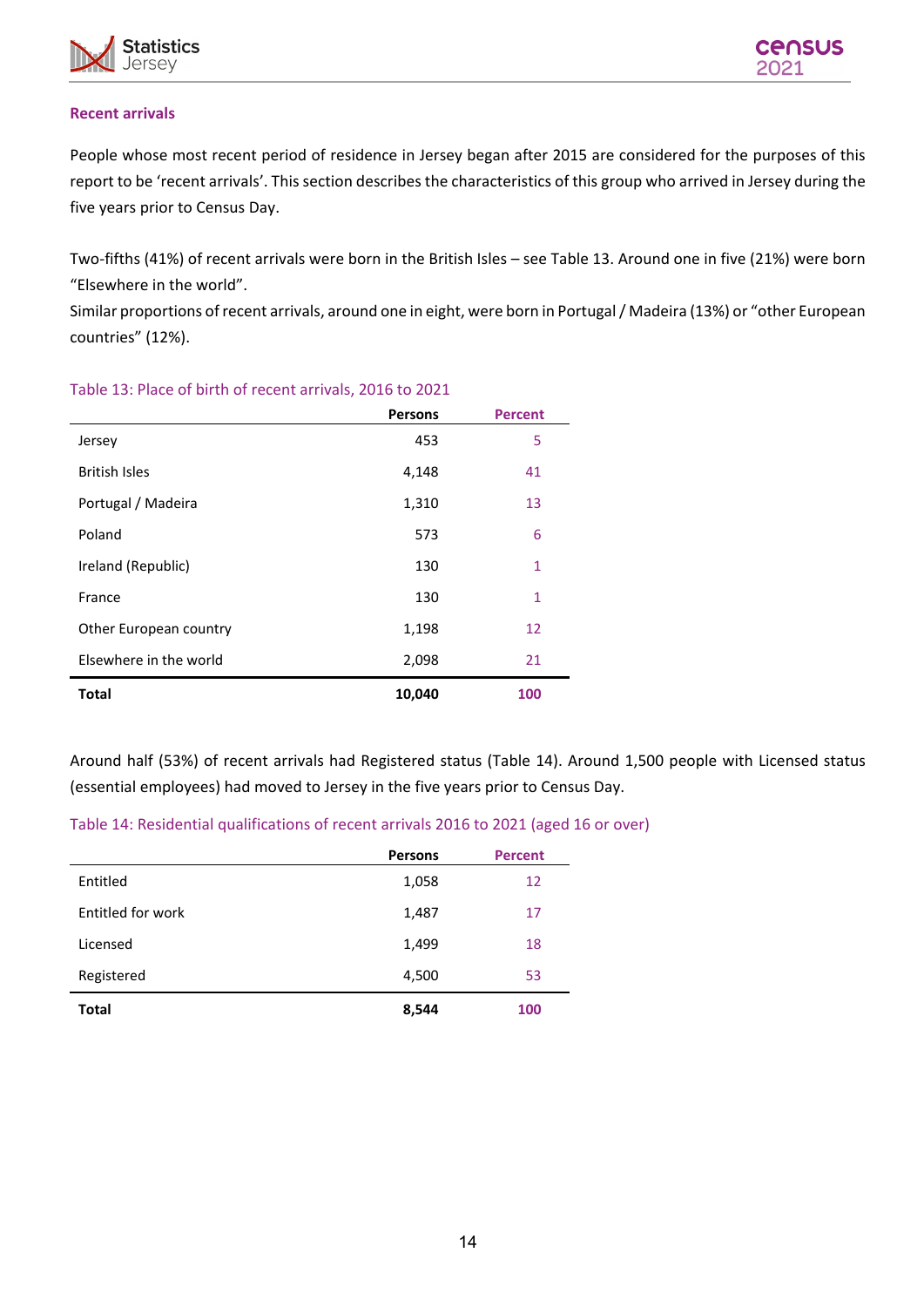## Recent arrivals

People whose most recent period of residence in Jersey began after 2015 are considered for the purposes of this report to be 'recent arrivals'. This section describes the characteristics of this group who arrived in Jersey during the five years prior to Census Day.

Two-fifths (41%) of recent arrivals were born in the British Isles – see Table 13. Around one in five (21%) were born "Elsewhere in the world".
Similar proportions of recent arrivals, around one in eight, were born in Portugal / Madeira (13%) or "other European countries" (12%).

Table 13: Place of birth of recent arrivals, 2016 to 2021

| | Persons | Percent |
|---|---|---|
| Jersey | 453 | 5 |
| British Isles | 4,148 | 41 |
| Portugal / Madeira | 1,310 | 13 |
| Poland | 573 | 6 |
| Ireland (Republic) | 130 | 1 |
| France | 130 | 1 |
| Other European country | 1,198 | 12 |
| Elsewhere in the world | 2,098 | 21 |
| **Total** | **10,040** | **100** |

Around half (53%) of recent arrivals had Registered status (Table 14). Around 1,500 people with Licensed status (essential employees) had moved to Jersey in the five years prior to Census Day.

Table 14: Residential qualifications of recent arrivals 2016 to 2021 (aged 16 or over)

| | Persons | Percent |
|---|---|---|
| Entitled | 1,058 | 12 |
| Entitled for work | 1,487 | 17 |
| Licensed | 1,499 | 18 |
| Registered | 4,500 | 53 |
| **Total** | **8,544** | **100** |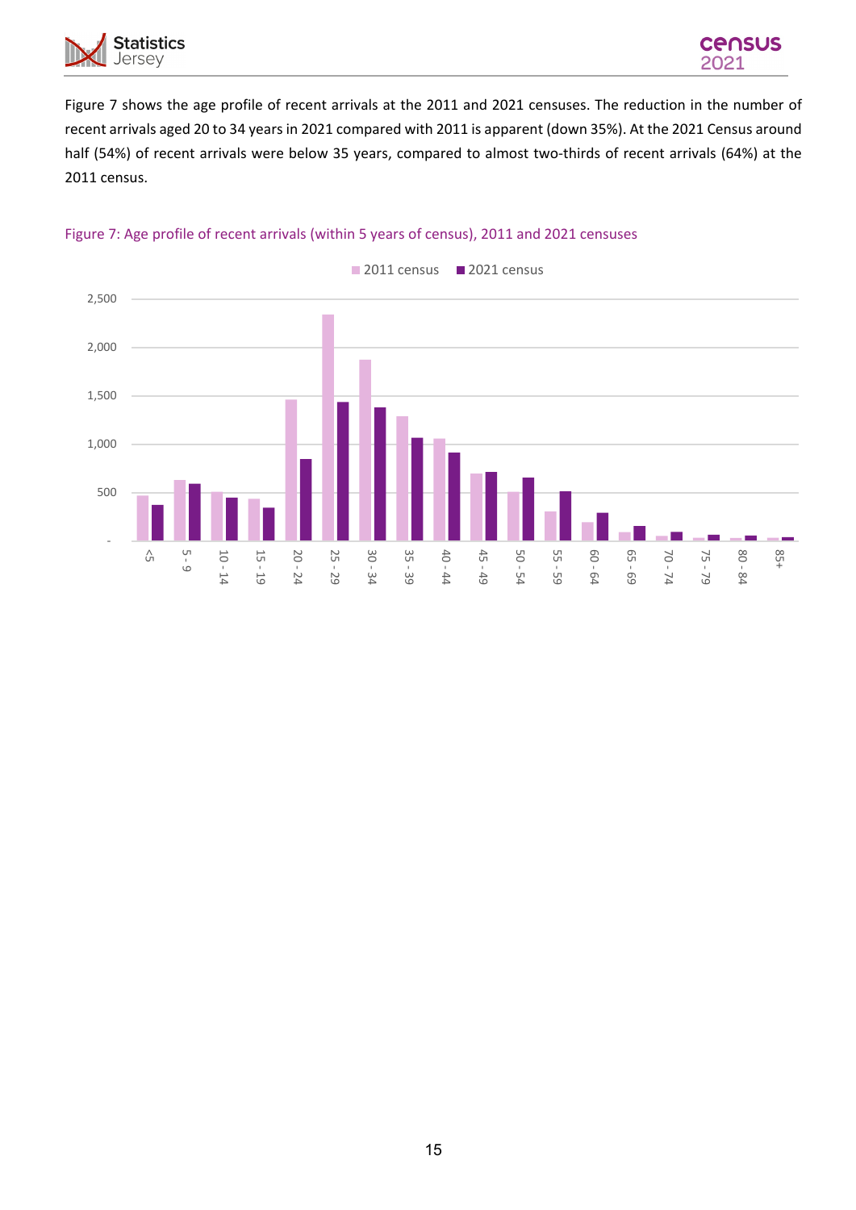Figure 7 shows the age profile of recent arrivals at the 2011 and 2021 censuses. The reduction in the number of recent arrivals aged 20 to 34 years in 2021 compared with 2011 is apparent (down 35%). At the 2021 Census around half (54%) of recent arrivals were below 35 years, compared to almost two-thirds of recent arrivals (64%) at the 2011 census.

Figure 7: Age profile of recent arrivals (within 5 years of census), 2011 and 2021 censuses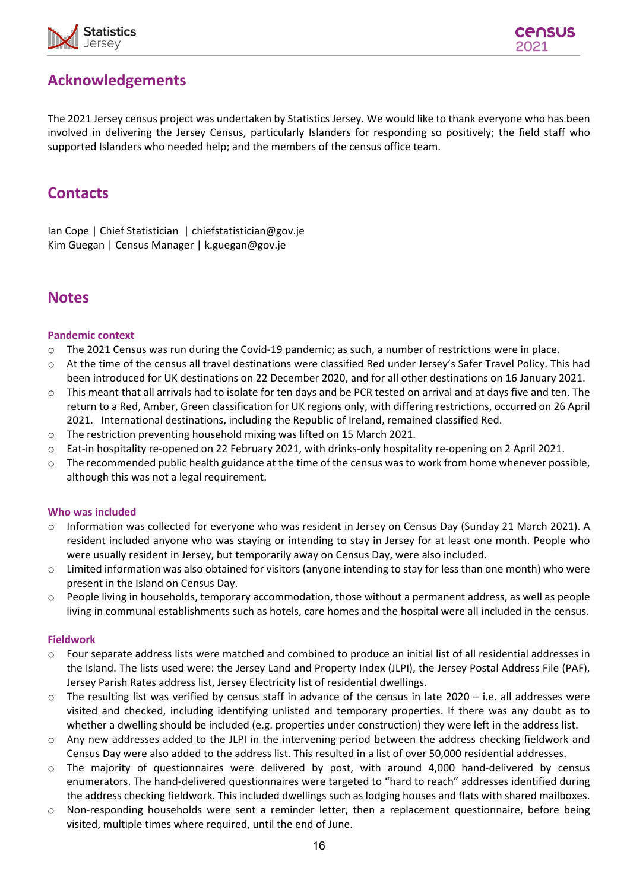## Acknowledgements

The 2021 Jersey census project was undertaken by Statistics Jersey. We would like to thank everyone who has been involved in delivering the Jersey Census, particularly Islanders for responding so positively; the field staff who supported Islanders who needed help; and the members of the census office team.

## Contacts

Ian Cope | Chief Statistician | chiefstatistician@gov.je
Kim Guegan | Census Manager | k.guegan@gov.je

## Notes

### Pandemic context

- The 2021 Census was run during the Covid-19 pandemic; as such, a number of restrictions were in place.
- At the time of the census all travel destinations were classified Red under Jersey's Safer Travel Policy. This had been introduced for UK destinations on 22 December 2020, and for all other destinations on 16 January 2021.
- This meant that all arrivals had to isolate for ten days and be PCR tested on arrival and at days five and ten. The return to a Red, Amber, Green classification for UK regions only, with differing restrictions, occurred on 26 April 2021. International destinations, including the Republic of Ireland, remained classified Red.
- The restriction preventing household mixing was lifted on 15 March 2021.
- Eat-in hospitality re-opened on 22 February 2021, with drinks-only hospitality re-opening on 2 April 2021.
- The recommended public health guidance at the time of the census was to work from home whenever possible, although this was not a legal requirement.

### Who was included

- Information was collected for everyone who was resident in Jersey on Census Day (Sunday 21 March 2021). A resident included anyone who was staying or intending to stay in Jersey for at least one month. People who were usually resident in Jersey, but temporarily away on Census Day, were also included.
- Limited information was also obtained for visitors (anyone intending to stay for less than one month) who were present in the Island on Census Day.
- People living in households, temporary accommodation, those without a permanent address, as well as people living in communal establishments such as hotels, care homes and the hospital were all included in the census.

### Fieldwork

- Four separate address lists were matched and combined to produce an initial list of all residential addresses in the Island. The lists used were: the Jersey Land and Property Index (JLPI), the Jersey Postal Address File (PAF), Jersey Parish Rates address list, Jersey Electricity list of residential dwellings.
- The resulting list was verified by census staff in advance of the census in late 2020 – i.e. all addresses were visited and checked, including identifying unlisted and temporary properties. If there was any doubt as to whether a dwelling should be included (e.g. properties under construction) they were left in the address list.
- Any new addresses added to the JLPI in the intervening period between the address checking fieldwork and Census Day were also added to the address list. This resulted in a list of over 50,000 residential addresses.
- The majority of questionnaires were delivered by post, with around 4,000 hand-delivered by census enumerators. The hand-delivered questionnaires were targeted to "hard to reach" addresses identified during the address checking fieldwork. This included dwellings such as lodging houses and flats with shared mailboxes.
- Non-responding households were sent a reminder letter, then a replacement questionnaire, before being visited, multiple times where required, until the end of June.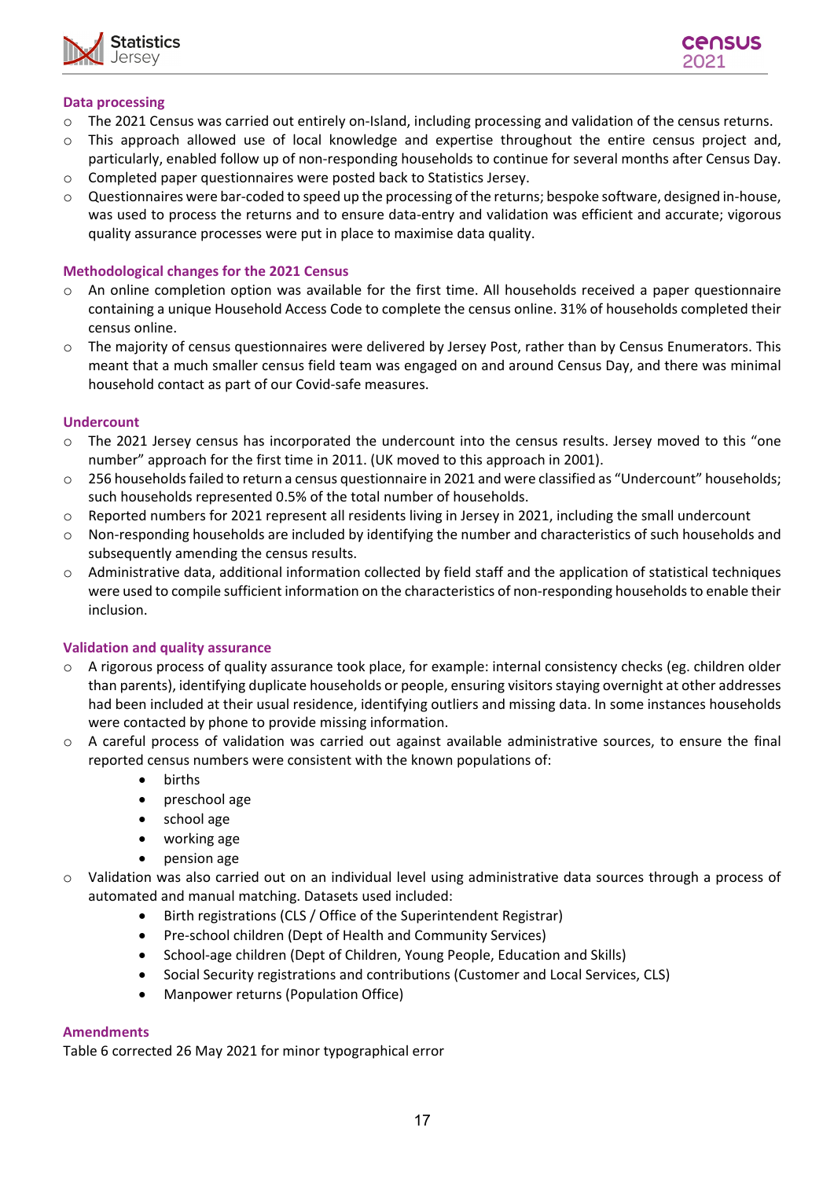### Data processing

- The 2021 Census was carried out entirely on-Island, including processing and validation of the census returns.
- This approach allowed use of local knowledge and expertise throughout the entire census project and, particularly, enabled follow up of non-responding households to continue for several months after Census Day.
- Completed paper questionnaires were posted back to Statistics Jersey.
- Questionnaires were bar-coded to speed up the processing of the returns; bespoke software, designed in-house, was used to process the returns and to ensure data-entry and validation was efficient and accurate; vigorous quality assurance processes were put in place to maximise data quality.

### Methodological changes for the 2021 Census

- An online completion option was available for the first time. All households received a paper questionnaire containing a unique Household Access Code to complete the census online. 31% of households completed their census online.
- The majority of census questionnaires were delivered by Jersey Post, rather than by Census Enumerators. This meant that a much smaller census field team was engaged on and around Census Day, and there was minimal household contact as part of our Covid-safe measures.

### Undercount

- The 2021 Jersey census has incorporated the undercount into the census results. Jersey moved to this "one number" approach for the first time in 2011. (UK moved to this approach in 2001).
- 256 households failed to return a census questionnaire in 2021 and were classified as "Undercount" households; such households represented 0.5% of the total number of households.
- Reported numbers for 2021 represent all residents living in Jersey in 2021, including the small undercount
- Non-responding households are included by identifying the number and characteristics of such households and subsequently amending the census results.
- Administrative data, additional information collected by field staff and the application of statistical techniques were used to compile sufficient information on the characteristics of non-responding households to enable their inclusion.

### Validation and quality assurance

- A rigorous process of quality assurance took place, for example: internal consistency checks (eg. children older than parents), identifying duplicate households or people, ensuring visitors staying overnight at other addresses had been included at their usual residence, identifying outliers and missing data. In some instances households were contacted by phone to provide missing information.
- A careful process of validation was carried out against available administrative sources, to ensure the final reported census numbers were consistent with the known populations of:
  - births
  - preschool age
  - school age
  - working age
  - pension age
- Validation was also carried out on an individual level using administrative data sources through a process of automated and manual matching. Datasets used included:
  - Birth registrations (CLS / Office of the Superintendent Registrar)
  - Pre-school children (Dept of Health and Community Services)
  - School-age children (Dept of Children, Young People, Education and Skills)
  - Social Security registrations and contributions (Customer and Local Services, CLS)
  - Manpower returns (Population Office)

### Amendments

Table 6 corrected 26 May 2021 for minor typographical error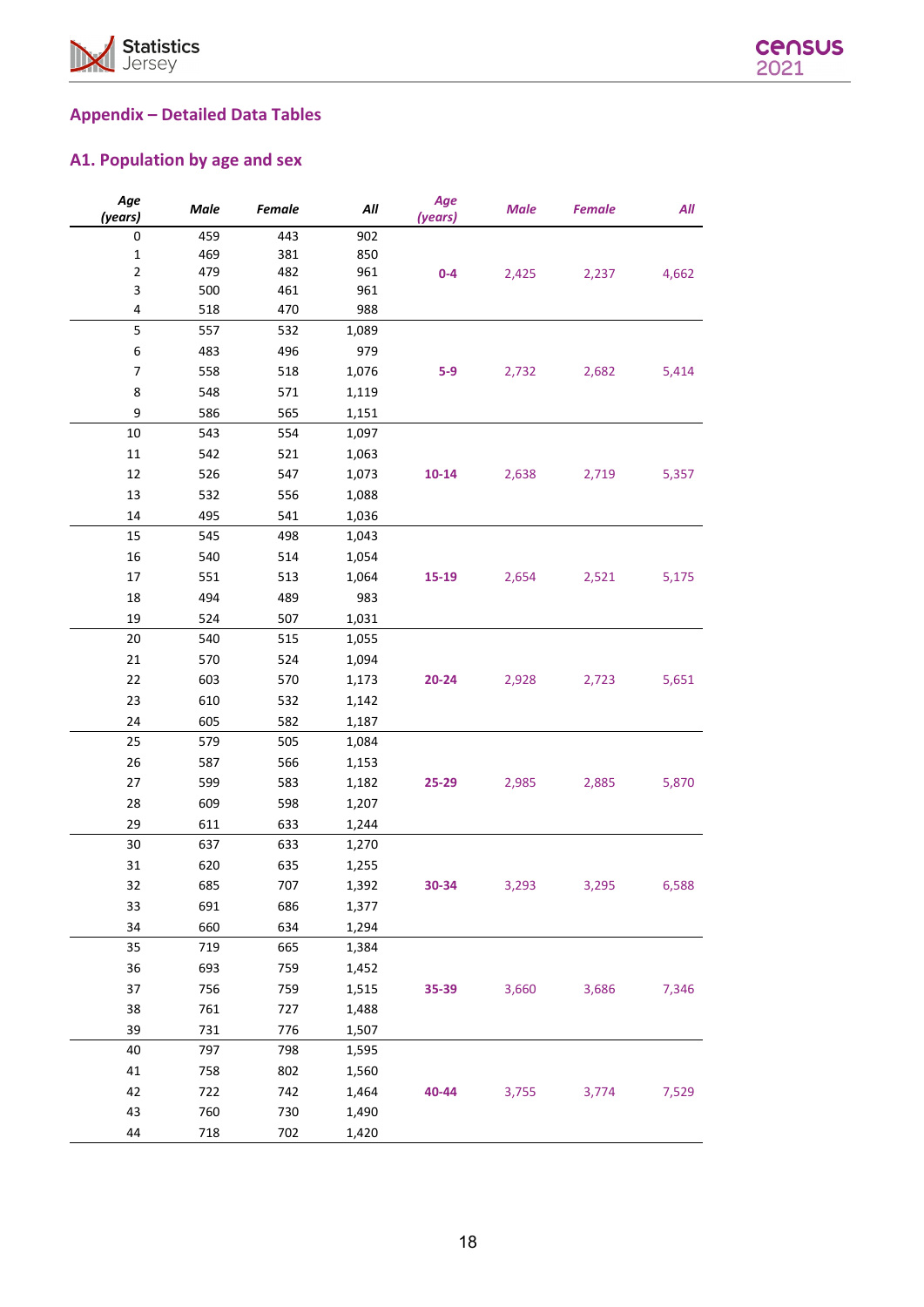## Appendix – Detailed Data Tables

### A1. Population by age and sex

| Age (years) | Male | Female | All | Age (years) | Male | Female | All |
|---|---|---|---|---|---|---|---|
| 0 | 459 | 443 | 902 | | | | |
| 1 | 469 | 381 | 850 | | | | |
| 2 | 479 | 482 | 961 | 0-4 | 2,425 | 2,237 | 4,662 |
| 3 | 500 | 461 | 961 | | | | |
| 4 | 518 | 470 | 988 | | | | |
| 5 | 557 | 532 | 1,089 | | | | |
| 6 | 483 | 496 | 979 | | | | |
| 7 | 558 | 518 | 1,076 | 5-9 | 2,732 | 2,682 | 5,414 |
| 8 | 548 | 571 | 1,119 | | | | |
| 9 | 586 | 565 | 1,151 | | | | |
| 10 | 543 | 554 | 1,097 | | | | |
| 11 | 542 | 521 | 1,063 | | | | |
| 12 | 526 | 547 | 1,073 | 10-14 | 2,638 | 2,719 | 5,357 |
| 13 | 532 | 556 | 1,088 | | | | |
| 14 | 495 | 541 | 1,036 | | | | |
| 15 | 545 | 498 | 1,043 | | | | |
| 16 | 540 | 514 | 1,054 | | | | |
| 17 | 551 | 513 | 1,064 | 15-19 | 2,654 | 2,521 | 5,175 |
| 18 | 494 | 489 | 983 | | | | |
| 19 | 524 | 507 | 1,031 | | | | |
| 20 | 540 | 515 | 1,055 | | | | |
| 21 | 570 | 524 | 1,094 | | | | |
| 22 | 603 | 570 | 1,173 | 20-24 | 2,928 | 2,723 | 5,651 |
| 23 | 610 | 532 | 1,142 | | | | |
| 24 | 605 | 582 | 1,187 | | | | |
| 25 | 579 | 505 | 1,084 | | | | |
| 26 | 587 | 566 | 1,153 | | | | |
| 27 | 599 | 583 | 1,182 | 25-29 | 2,985 | 2,885 | 5,870 |
| 28 | 609 | 598 | 1,207 | | | | |
| 29 | 611 | 633 | 1,244 | | | | |
| 30 | 637 | 633 | 1,270 | | | | |
| 31 | 620 | 635 | 1,255 | | | | |
| 32 | 685 | 707 | 1,392 | 30-34 | 3,293 | 3,295 | 6,588 |
| 33 | 691 | 686 | 1,377 | | | | |
| 34 | 660 | 634 | 1,294 | | | | |
| 35 | 719 | 665 | 1,384 | | | | |
| 36 | 693 | 759 | 1,452 | | | | |
| 37 | 756 | 759 | 1,515 | 35-39 | 3,660 | 3,686 | 7,346 |
| 38 | 761 | 727 | 1,488 | | | | |
| 39 | 731 | 776 | 1,507 | | | | |
| 40 | 797 | 798 | 1,595 | | | | |
| 41 | 758 | 802 | 1,560 | | | | |
| 42 | 722 | 742 | 1,464 | 40-44 | 3,755 | 3,774 | 7,529 |
| 43 | 760 | 730 | 1,490 | | | | |
| 44 | 718 | 702 | 1,420 | | | | |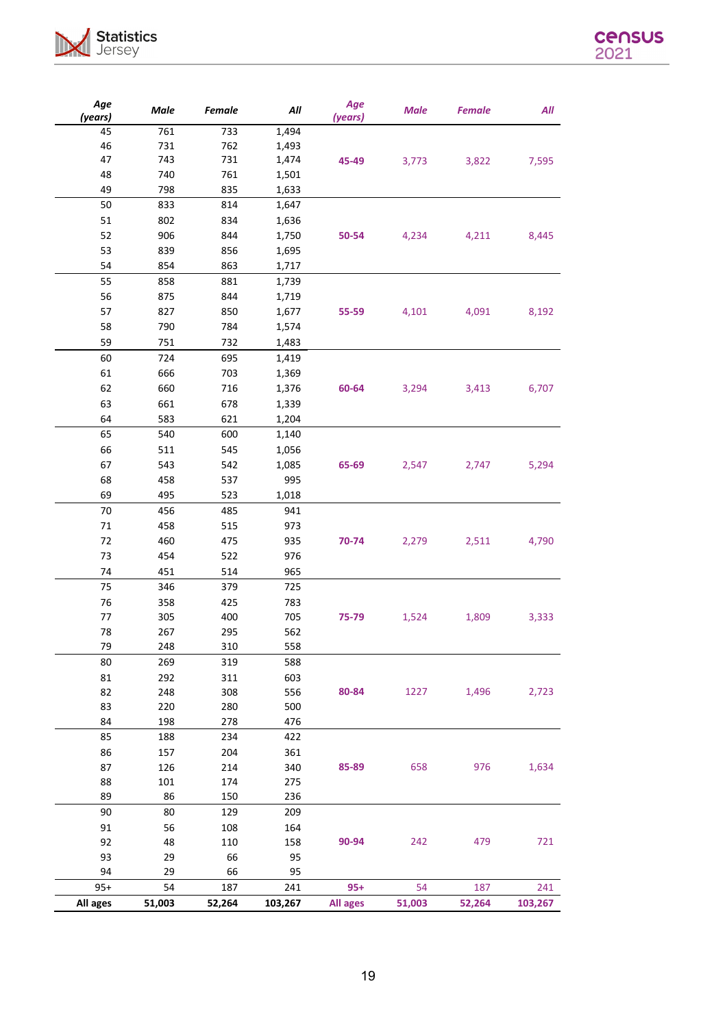| Age (years) | Male | Female | All | Age (years) | Male | Female | All |
|---|---|---|---|---|---|---|---|
| 45 | 761 | 733 | 1,494 | | | | |
| 46 | 731 | 762 | 1,493 | | | | |
| 47 | 743 | 731 | 1,474 | 45-49 | 3,773 | 3,822 | 7,595 |
| 48 | 740 | 761 | 1,501 | | | | |
| 49 | 798 | 835 | 1,633 | | | | |
| 50 | 833 | 814 | 1,647 | | | | |
| 51 | 802 | 834 | 1,636 | | | | |
| 52 | 906 | 844 | 1,750 | 50-54 | 4,234 | 4,211 | 8,445 |
| 53 | 839 | 856 | 1,695 | | | | |
| 54 | 854 | 863 | 1,717 | | | | |
| 55 | 858 | 881 | 1,739 | | | | |
| 56 | 875 | 844 | 1,719 | | | | |
| 57 | 827 | 850 | 1,677 | 55-59 | 4,101 | 4,091 | 8,192 |
| 58 | 790 | 784 | 1,574 | | | | |
| 59 | 751 | 732 | 1,483 | | | | |
| 60 | 724 | 695 | 1,419 | | | | |
| 61 | 666 | 703 | 1,369 | | | | |
| 62 | 660 | 716 | 1,376 | 60-64 | 3,294 | 3,413 | 6,707 |
| 63 | 661 | 678 | 1,339 | | | | |
| 64 | 583 | 621 | 1,204 | | | | |
| 65 | 540 | 600 | 1,140 | | | | |
| 66 | 511 | 545 | 1,056 | | | | |
| 67 | 543 | 542 | 1,085 | 65-69 | 2,547 | 2,747 | 5,294 |
| 68 | 458 | 537 | 995 | | | | |
| 69 | 495 | 523 | 1,018 | | | | |
| 70 | 456 | 485 | 941 | | | | |
| 71 | 458 | 515 | 973 | | | | |
| 72 | 460 | 475 | 935 | 70-74 | 2,279 | 2,511 | 4,790 |
| 73 | 454 | 522 | 976 | | | | |
| 74 | 451 | 514 | 965 | | | | |
| 75 | 346 | 379 | 725 | | | | |
| 76 | 358 | 425 | 783 | | | | |
| 77 | 305 | 400 | 705 | 75-79 | 1,524 | 1,809 | 3,333 |
| 78 | 267 | 295 | 562 | | | | |
| 79 | 248 | 310 | 558 | | | | |
| 80 | 269 | 319 | 588 | | | | |
| 81 | 292 | 311 | 603 | | | | |
| 82 | 248 | 308 | 556 | 80-84 | 1227 | 1,496 | 2,723 |
| 83 | 220 | 280 | 500 | | | | |
| 84 | 198 | 278 | 476 | | | | |
| 85 | 188 | 234 | 422 | | | | |
| 86 | 157 | 204 | 361 | | | | |
| 87 | 126 | 214 | 340 | 85-89 | 658 | 976 | 1,634 |
| 88 | 101 | 174 | 275 | | | | |
| 89 | 86 | 150 | 236 | | | | |
| 90 | 80 | 129 | 209 | | | | |
| 91 | 56 | 108 | 164 | | | | |
| 92 | 48 | 110 | 158 | 90-94 | 242 | 479 | 721 |
| 93 | 29 | 66 | 95 | | | | |
| 94 | 29 | 66 | 95 | | | | |
| 95+ | 54 | 187 | 241 | 95+ | 54 | 187 | 241 |
| **All ages** | **51,003** | **52,264** | **103,267** | **All ages** | **51,003** | **52,264** | **103,267** |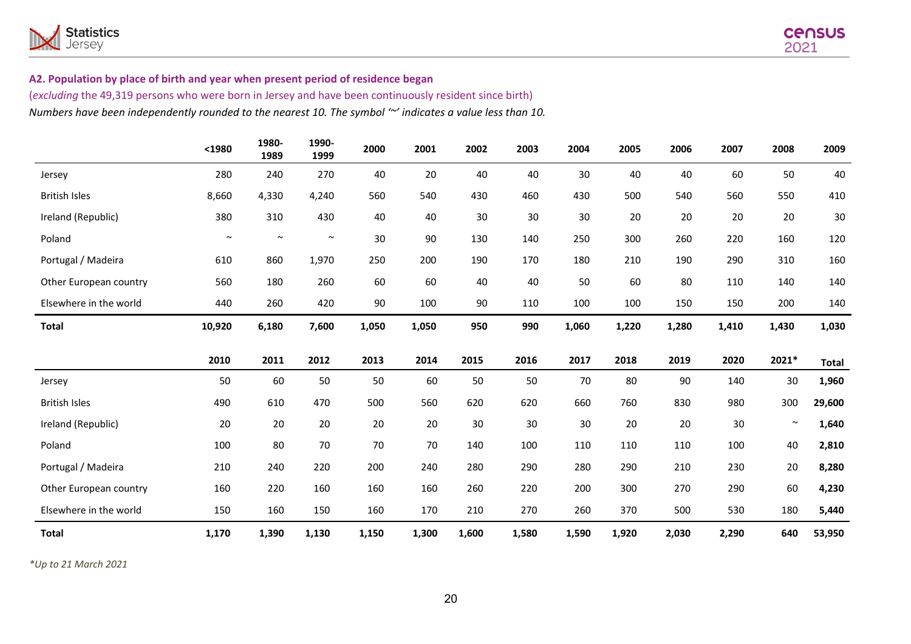### A2. Population by place of birth and year when present period of residence began

(*excluding* the 49,319 persons who were born in Jersey and have been continuously resident since birth)

*Numbers have been independently rounded to the nearest 10. The symbol '~' indicates a value less than 10.*

| | <1980 | 1980-1989 | 1990-1999 | 2000 | 2001 | 2002 | 2003 | 2004 | 2005 | 2006 | 2007 | 2008 | 2009 |
|---|---|---|---|---|---|---|---|---|---|---|---|---|---|
| Jersey | 280 | 240 | 270 | 40 | 20 | 40 | 40 | 30 | 40 | 40 | 60 | 50 | 40 |
| British Isles | 8,660 | 4,330 | 4,240 | 560 | 540 | 430 | 460 | 430 | 500 | 540 | 560 | 550 | 410 |
| Ireland (Republic) | 380 | 310 | 430 | 40 | 40 | 30 | 30 | 30 | 20 | 20 | 20 | 20 | 30 |
| Poland | ~ | ~ | ~ | 30 | 90 | 130 | 140 | 250 | 300 | 260 | 220 | 160 | 120 |
| Portugal / Madeira | 610 | 860 | 1,970 | 250 | 200 | 190 | 170 | 180 | 210 | 190 | 290 | 310 | 160 |
| Other European country | 560 | 180 | 260 | 60 | 60 | 40 | 40 | 50 | 60 | 80 | 110 | 140 | 140 |
| Elsewhere in the world | 440 | 260 | 420 | 90 | 100 | 90 | 110 | 100 | 100 | 150 | 150 | 200 | 140 |
| **Total** | **10,920** | **6,180** | **7,600** | **1,050** | **1,050** | **950** | **990** | **1,060** | **1,220** | **1,280** | **1,410** | **1,430** | **1,030** |

| | 2010 | 2011 | 2012 | 2013 | 2014 | 2015 | 2016 | 2017 | 2018 | 2019 | 2020 | 2021* | Total |
|---|---|---|---|---|---|---|---|---|---|---|---|---|---|
| Jersey | 50 | 60 | 50 | 50 | 60 | 50 | 50 | 70 | 80 | 90 | 140 | 30 | **1,960** |
| British Isles | 490 | 610 | 470 | 500 | 560 | 620 | 620 | 660 | 760 | 830 | 980 | 300 | **29,600** |
| Ireland (Republic) | 20 | 20 | 20 | 20 | 20 | 30 | 30 | 30 | 20 | 20 | 30 | ~ | **1,640** |
| Poland | 100 | 80 | 70 | 70 | 70 | 140 | 100 | 110 | 110 | 110 | 100 | 40 | **2,810** |
| Portugal / Madeira | 210 | 240 | 220 | 200 | 240 | 280 | 290 | 280 | 290 | 210 | 230 | 20 | **8,280** |
| Other European country | 160 | 220 | 160 | 160 | 160 | 260 | 220 | 200 | 300 | 270 | 290 | 60 | **4,230** |
| Elsewhere in the world | 150 | 160 | 150 | 160 | 170 | 210 | 270 | 260 | 370 | 500 | 530 | 180 | **5,440** |
| **Total** | **1,170** | **1,390** | **1,130** | **1,150** | **1,300** | **1,600** | **1,580** | **1,590** | **1,920** | **2,030** | **2,290** | **640** | **53,950** |

*\*Up to 21 March 2021*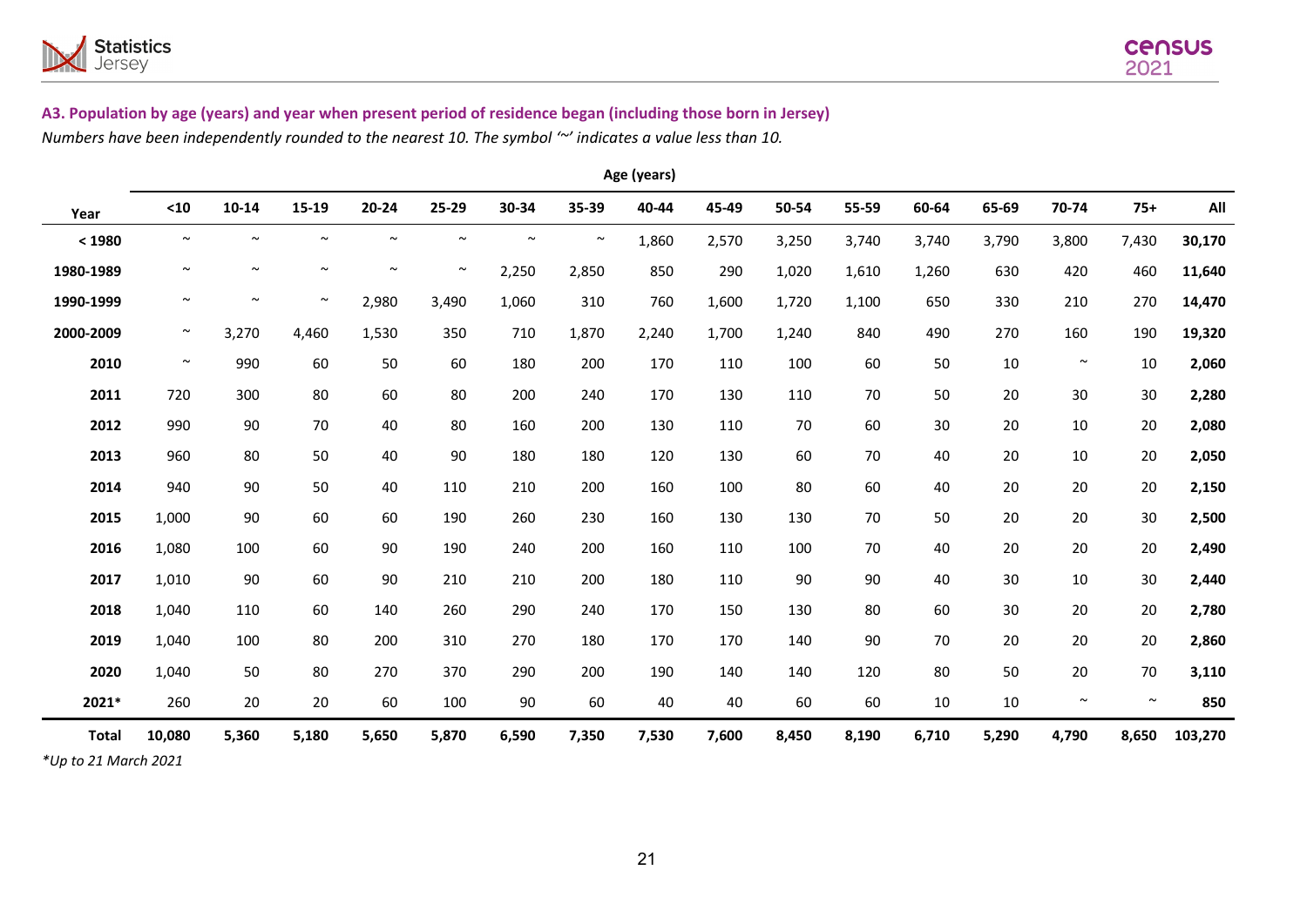### A3. Population by age (years) and year when present period of residence began (including those born in Jersey)

*Numbers have been independently rounded to the nearest 10. The symbol '~' indicates a value less than 10.*

| | Age (years) | | | | | | | | | | | | | | | |
|---|---|---|---|---|---|---|---|---|---|---|---|---|---|---|---|---|
| **Year** | **<10** | **10-14** | **15-19** | **20-24** | **25-29** | **30-34** | **35-39** | **40-44** | **45-49** | **50-54** | **55-59** | **60-64** | **65-69** | **70-74** | **75+** | **All** |
| **< 1980** | ~ | ~ | ~ | ~ | ~ | ~ | ~ | 1,860 | 2,570 | 3,250 | 3,740 | 3,740 | 3,790 | 3,800 | 7,430 | **30,170** |
| **1980-1989** | ~ | ~ | ~ | ~ | ~ | 2,250 | 2,850 | 850 | 290 | 1,020 | 1,610 | 1,260 | 630 | 420 | 460 | **11,640** |
| **1990-1999** | ~ | ~ | ~ | 2,980 | 3,490 | 1,060 | 310 | 760 | 1,600 | 1,720 | 1,100 | 650 | 330 | 210 | 270 | **14,470** |
| **2000-2009** | ~ | 3,270 | 4,460 | 1,530 | 350 | 710 | 1,870 | 2,240 | 1,700 | 1,240 | 840 | 490 | 270 | 160 | 190 | **19,320** |
| **2010** | ~ | 990 | 60 | 50 | 60 | 180 | 200 | 170 | 110 | 100 | 60 | 50 | 10 | ~ | 10 | **2,060** |
| **2011** | 720 | 300 | 80 | 60 | 80 | 200 | 240 | 170 | 130 | 110 | 70 | 50 | 20 | 30 | 30 | **2,280** |
| **2012** | 990 | 90 | 70 | 40 | 80 | 160 | 200 | 130 | 110 | 70 | 60 | 30 | 20 | 10 | 20 | **2,080** |
| **2013** | 960 | 80 | 50 | 40 | 90 | 180 | 180 | 120 | 130 | 60 | 70 | 40 | 20 | 10 | 20 | **2,050** |
| **2014** | 940 | 90 | 50 | 40 | 110 | 210 | 200 | 160 | 100 | 80 | 60 | 40 | 20 | 20 | 20 | **2,150** |
| **2015** | 1,000 | 90 | 60 | 60 | 190 | 260 | 230 | 160 | 130 | 130 | 70 | 50 | 20 | 20 | 30 | **2,500** |
| **2016** | 1,080 | 100 | 60 | 90 | 190 | 240 | 200 | 160 | 110 | 100 | 70 | 40 | 20 | 20 | 20 | **2,490** |
| **2017** | 1,010 | 90 | 60 | 90 | 210 | 210 | 200 | 180 | 110 | 90 | 90 | 40 | 30 | 10 | 30 | **2,440** |
| **2018** | 1,040 | 110 | 60 | 140 | 260 | 290 | 240 | 170 | 150 | 130 | 80 | 60 | 30 | 20 | 20 | **2,780** |
| **2019** | 1,040 | 100 | 80 | 200 | 310 | 270 | 180 | 170 | 170 | 140 | 90 | 70 | 20 | 20 | 20 | **2,860** |
| **2020** | 1,040 | 50 | 80 | 270 | 370 | 290 | 200 | 190 | 140 | 140 | 120 | 80 | 50 | 20 | 70 | **3,110** |
| **2021*** | 260 | 20 | 20 | 60 | 100 | 90 | 60 | 40 | 40 | 60 | 60 | 10 | 10 | ~ | ~ | **850** |
| **Total** | **10,080** | **5,360** | **5,180** | **5,650** | **5,870** | **6,590** | **7,350** | **7,530** | **7,600** | **8,450** | **8,190** | **6,710** | **5,290** | **4,790** | **8,650** | **103,270** |

*\*Up to 21 March 2021*